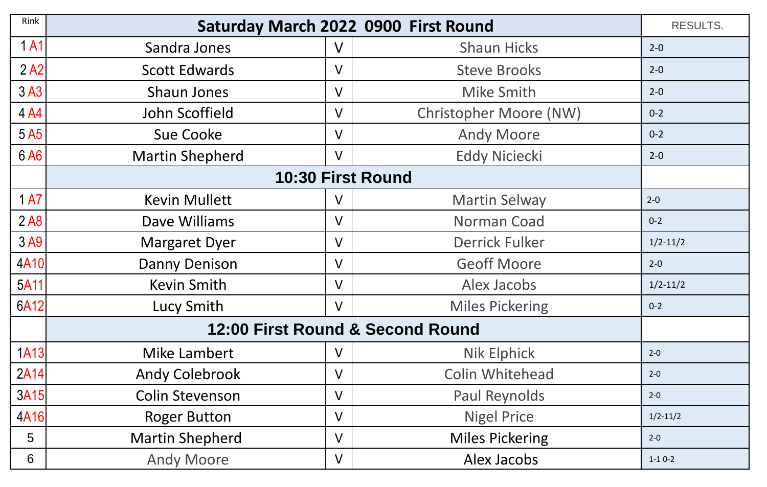| Rink | Saturday March 2022 0900 First Round | | | RESULTS. |
|---|---|---|---|---|
| 1 A1 | Sandra Jones | V | Shaun Hicks | 2-0 |
| 2 A2 | Scott Edwards | V | Steve Brooks | 2-0 |
| 3 A3 | Shaun Jones | V | Mike Smith | 2-0 |
| 4 A4 | John Scoffield | V | Christopher Moore (NW) | 0-2 |
| 5 A5 | Sue Cooke | V | Andy Moore | 0-2 |
| 6 A6 | Martin Shepherd | V | Eddy Niciecki | 2-0 |
| | **10:30 First Round** | | | |
| 1 A7 | Kevin Mullett | V | Martin Selway | 2-0 |
| 2 A8 | Dave Williams | V | Norman Coad | 0-2 |
| 3 A9 | Margaret Dyer | V | Derrick Fulker | 1/2-11/2 |
| 4A10 | Danny Denison | V | Geoff Moore | 2-0 |
| 5A11 | Kevin Smith | V | Alex Jacobs | 1/2-11/2 |
| 6A12 | Lucy Smith | V | Miles Pickering | 0-2 |
| | **12:00 First Round & Second Round** | | | |
| 1A13 | Mike Lambert | V | Nik Elphick | 2-0 |
| 2A14 | Andy Colebrook | V | Colin Whitehead | 2-0 |
| 3A15 | Colin Stevenson | V | Paul Reynolds | 2-0 |
| 4A16 | Roger Button | V | Nigel Price | 1/2-11/2 |
| 5 | Martin Shepherd | V | Miles Pickering | 2-0 |
| 6 | Andy Moore | V | Alex Jacobs | 1-1 0-2 |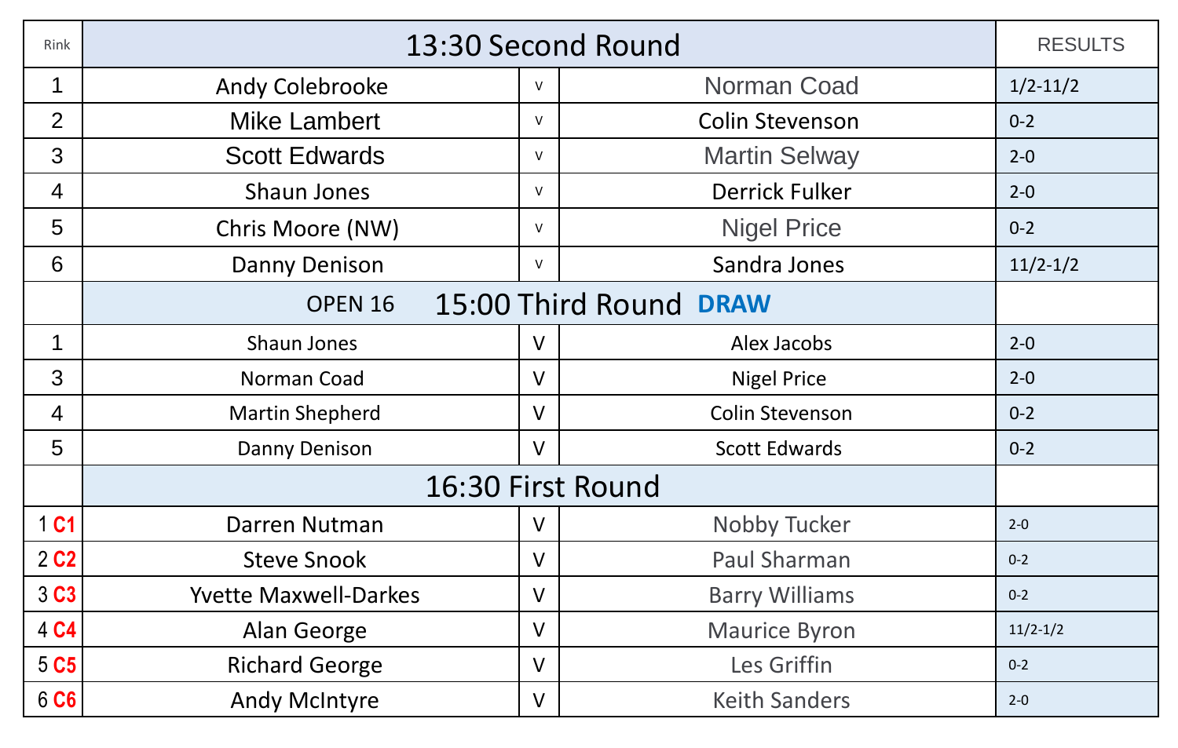| Rink | 13:30 Second Round | | | RESULTS |
|---|---|---|---|---|
| 1 | Andy Colebrooke | v | Norman Coad | 1/2-11/2 |
| 2 | Mike Lambert | v | Colin Stevenson | 0-2 |
| 3 | Scott Edwards | v | Martin Selway | 2-0 |
| 4 | Shaun Jones | v | Derrick Fulker | 2-0 |
| 5 | Chris Moore (NW) | v | Nigel Price | 0-2 |
| 6 | Danny Denison | v | Sandra Jones | 11/2-1/2 |
| | OPEN 16 15:00 Third Round **DRAW** | | | |
| 1 | Shaun Jones | V | Alex Jacobs | 2-0 |
| 3 | Norman Coad | V | Nigel Price | 2-0 |
| 4 | Martin Shepherd | V | Colin Stevenson | 0-2 |
| 5 | Danny Denison | V | Scott Edwards | 0-2 |
| | 16:30 First Round | | | |
| 1 C1 | Darren Nutman | V | Nobby Tucker | 2-0 |
| 2 C2 | Steve Snook | V | Paul Sharman | 0-2 |
| 3 C3 | Yvette Maxwell-Darkes | V | Barry Williams | 0-2 |
| 4 C4 | Alan George | V | Maurice Byron | 11/2-1/2 |
| 5 C5 | Richard George | V | Les Griffin | 0-2 |
| 6 C6 | Andy McIntyre | V | Keith Sanders | 2-0 |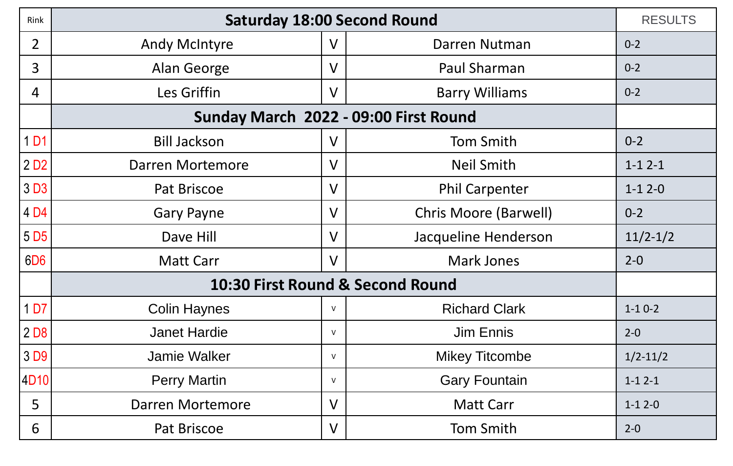| Rink | Saturday 18:00 Second Round | | | RESULTS |
|---|---|---|---|---|
| 2 | Andy McIntyre | V | Darren Nutman | 0-2 |
| 3 | Alan George | V | Paul Sharman | 0-2 |
| 4 | Les Griffin | V | Barry Williams | 0-2 |
| | **Sunday March 2022 - 09:00 First Round** | | | |
| 1 D1 | Bill Jackson | V | Tom Smith | 0-2 |
| 2 D2 | Darren Mortemore | V | Neil Smith | 1-1 2-1 |
| 3 D3 | Pat Briscoe | V | Phil Carpenter | 1-1 2-0 |
| 4 D4 | Gary Payne | V | Chris Moore (Barwell) | 0-2 |
| 5 D5 | Dave Hill | V | Jacqueline Henderson | 11/2-1/2 |
| 6D6 | Matt Carr | V | Mark Jones | 2-0 |
| | **10:30 First Round & Second Round** | | | |
| 1 D7 | Colin Haynes | v | Richard Clark | 1-1 0-2 |
| 2 D8 | Janet Hardie | v | Jim Ennis | 2-0 |
| 3 D9 | Jamie Walker | v | Mikey Titcombe | 1/2-11/2 |
| 4D10 | Perry Martin | v | Gary Fountain | 1-1 2-1 |
| 5 | Darren Mortemore | V | Matt Carr | 1-1 2-0 |
| 6 | Pat Briscoe | V | Tom Smith | 2-0 |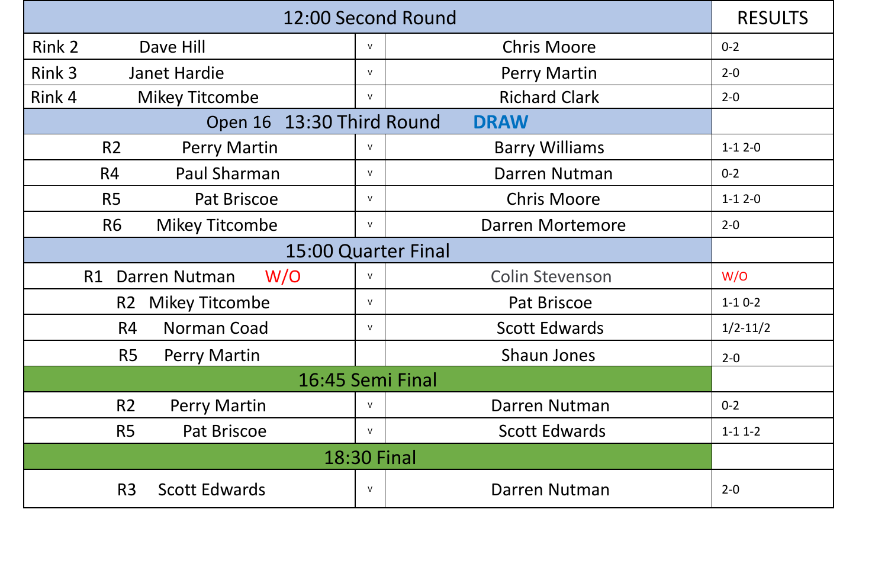| 12:00 Second Round | | | | RESULTS |
|---|---|---|---|---|
| Rink 2 | Dave Hill | v | Chris Moore | 0-2 |
| Rink 3 | Janet Hardie | v | Perry Martin | 2-0 |
| Rink 4 | Mikey Titcombe | v | Richard Clark | 2-0 |
| Open 16 13:30 Third Round **DRAW** | | | | |
| R2 | Perry Martin | v | Barry Williams | 1-1 2-0 |
| R4 | Paul Sharman | v | Darren Nutman | 0-2 |
| R5 | Pat Briscoe | v | Chris Moore | 1-1 2-0 |
| R6 | Mikey Titcombe | v | Darren Mortemore | 2-0 |
| 15:00 Quarter Final | | | | |
| R1 | Darren Nutman W/O | v | Colin Stevenson | W/O |
| R2 | Mikey Titcombe | v | Pat Briscoe | 1-1 0-2 |
| R4 | Norman Coad | v | Scott Edwards | 1/2-11/2 |
| R5 | Perry Martin | | Shaun Jones | 2-0 |
| 16:45 Semi Final | | | | |
| R2 | Perry Martin | v | Darren Nutman | 0-2 |
| R5 | Pat Briscoe | v | Scott Edwards | 1-1 1-2 |
| 18:30 Final | | | | |
| R3 | Scott Edwards | v | Darren Nutman | 2-0 |